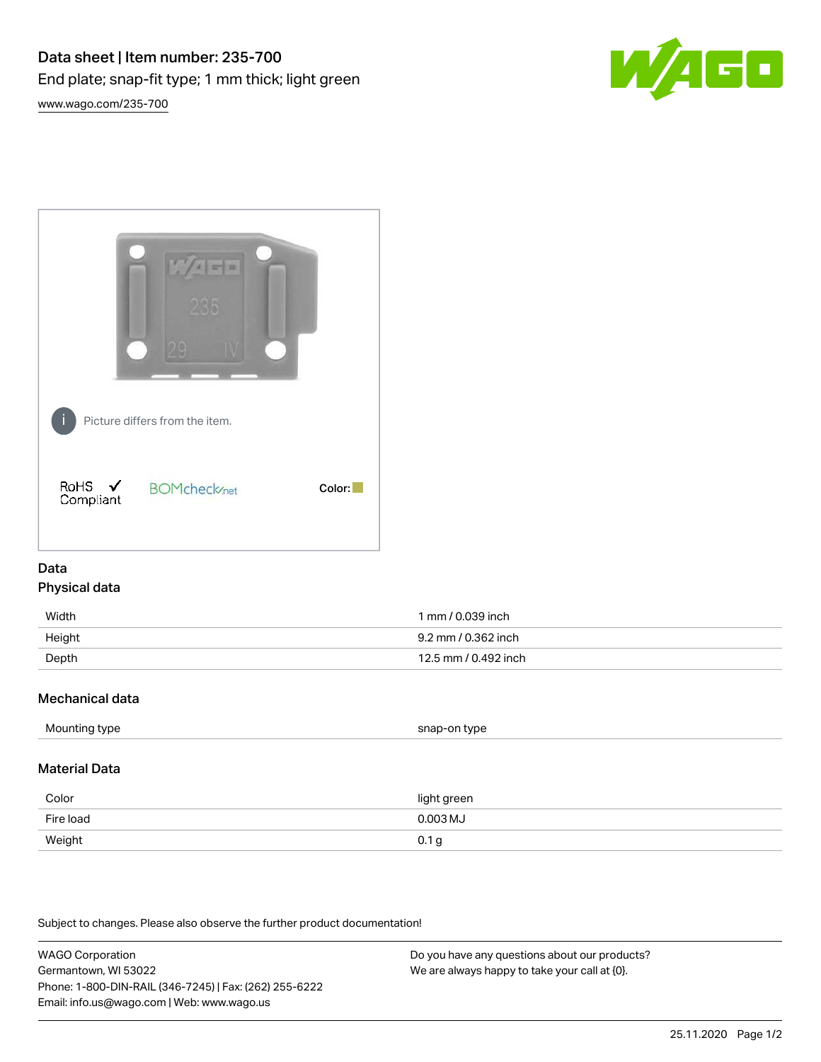# Data sheet | Item number: 235-700

End plate; snap-fit type; 1 mm thick; light green

www.wago.com/235-700

Picture differs from the item.

RoHS ✓ Compliant

BOMcheck.net

Color:

## Data

### Physical data

| | |
|---|---|
| Width | 1 mm / 0.039 inch |
| Height | 9.2 mm / 0.362 inch |
| Depth | 12.5 mm / 0.492 inch |

### Mechanical data

| | |
|---|---|
| Mounting type | snap-on type |

### Material Data

| | |
|---|---|
| Color | light green |
| Fire load | 0.003 MJ |
| Weight | 0.1 g |

Subject to changes. Please also observe the further product documentation!

WAGO Corporation
Germantown, WI 53022
Phone: 1-800-DIN-RAIL (346-7245) | Fax: (262) 255-6222
Email: info.us@wago.com | Web: www.wago.us

Do you have any questions about our products?
We are always happy to take your call at {0}.

25.11.2020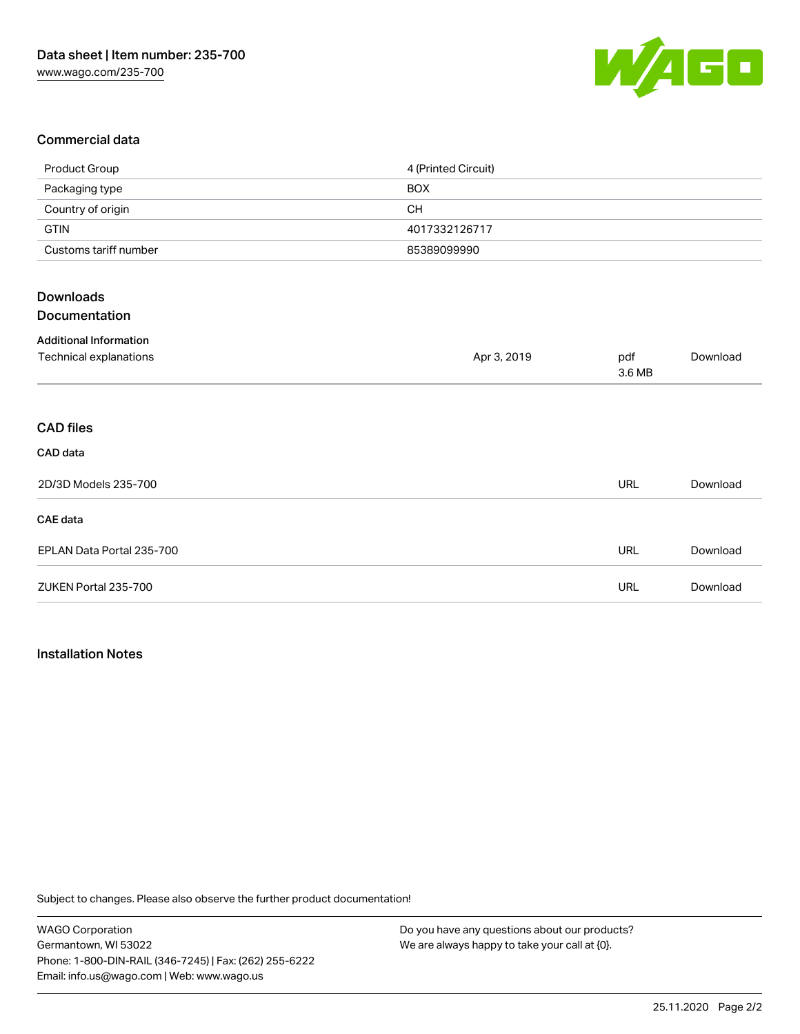## Commercial data

| | |
|---|---|
| Product Group | 4 (Printed Circuit) |
| Packaging type | BOX |
| Country of origin | CH |
| GTIN | 4017332126717 |
| Customs tariff number | 85389099990 |

## Downloads

## Documentation

**Additional Information**

| | | | |
|---|---|---|---|
| Technical explanations | Apr 3, 2019 | pdf<br>3.6 MB | Download |

## CAD files

**CAD data**

| | | |
|---|---|---|
| 2D/3D Models 235-700 | URL | Download |

**CAE data**

| | | |
|---|---|---|
| EPLAN Data Portal 235-700 | URL | Download |
| ZUKEN Portal 235-700 | URL | Download |

## Installation Notes

Subject to changes. Please also observe the further product documentation!

WAGO Corporation
Germantown, WI 53022
Phone: 1-800-DIN-RAIL (346-7245) | Fax: (262) 255-6222
Email: info.us@wago.com | Web: www.wago.us

Do you have any questions about our products?
We are always happy to take your call at {0}.